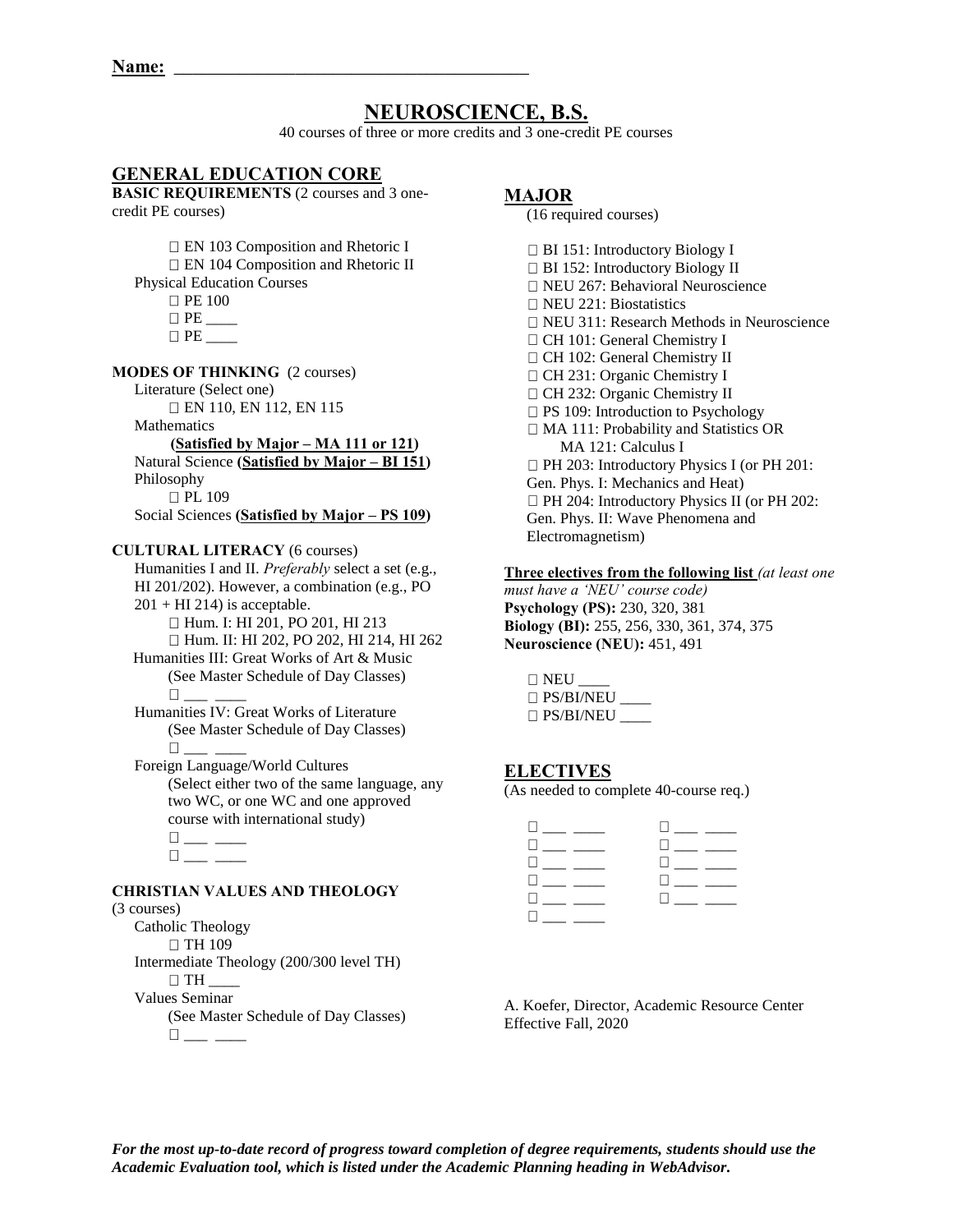**Name:** ______________________________________

# NEUROSCIENCE, B.S.

40 courses of three or more credits and 3 one-credit PE courses

## GENERAL EDUCATION CORE

**BASIC REQUIREMENTS** (2 courses and 3 one-credit PE courses)

- ☐ EN 103 Composition and Rhetoric I
- ☐ EN 104 Composition and Rhetoric II

Physical Education Courses

- ☐ PE 100
- ☐ PE ____
- ☐ PE ____

**MODES OF THINKING** (2 courses)

Literature (Select one)

- ☐ EN 110, EN 112, EN 115

Mathematics

**(Satisfied by Major – MA 111 or 121)**

Natural Science **(Satisfied by Major – BI 151)**

Philosophy

- ☐ PL 109

Social Sciences **(Satisfied by Major – PS 109)**

**CULTURAL LITERACY** (6 courses)

Humanities I and II. *Preferably* select a set (e.g., HI 201/202). However, a combination (e.g., PO 201 + HI 214) is acceptable.

- ☐ Hum. I: HI 201, PO 201, HI 213
- ☐ Hum. II: HI 202, PO 202, HI 214, HI 262

Humanities III: Great Works of Art & Music (See Master Schedule of Day Classes)

- ☐ ___ ____

Humanities IV: Great Works of Literature (See Master Schedule of Day Classes)

- ☐ ___ ____

Foreign Language/World Cultures (Select either two of the same language, any two WC, or one WC and one approved course with international study)

- ☐ ___ ____
- ☐ ___ ____

**CHRISTIAN VALUES AND THEOLOGY** (3 courses)

Catholic Theology

- ☐ TH 109

Intermediate Theology (200/300 level TH)

- ☐ TH ____

Values Seminar (See Master Schedule of Day Classes)

- ☐ ___ ____

## MAJOR

(16 required courses)

- ☐ BI 151: Introductory Biology I
- ☐ BI 152: Introductory Biology II
- ☐ NEU 267: Behavioral Neuroscience
- ☐ NEU 221: Biostatistics
- ☐ NEU 311: Research Methods in Neuroscience
- ☐ CH 101: General Chemistry I
- ☐ CH 102: General Chemistry II
- ☐ CH 231: Organic Chemistry I
- ☐ CH 232: Organic Chemistry II
- ☐ PS 109: Introduction to Psychology
- ☐ MA 111: Probability and Statistics OR MA 121: Calculus I
- ☐ PH 203: Introductory Physics I (or PH 201: Gen. Phys. I: Mechanics and Heat)
- ☐ PH 204: Introductory Physics II (or PH 202: Gen. Phys. II: Wave Phenomena and Electromagnetism)

**Three electives from the following list** *(at least one must have a 'NEU' course code)*

**Psychology (PS):** 230, 320, 381
**Biology (BI):** 255, 256, 330, 361, 374, 375
**Neuroscience (NEU):** 451, 491

- ☐ NEU ____
- ☐ PS/BI/NEU ____
- ☐ PS/BI/NEU ____

## ELECTIVES

(As needed to complete 40-course req.)

| | |
|---|---|
| ☐ ___ ____ | ☐ ___ ____ |
| ☐ ___ ____ | ☐ ___ ____ |
| ☐ ___ ____ | ☐ ___ ____ |
| ☐ ___ ____ | ☐ ___ ____ |
| ☐ ___ ____ | ☐ ___ ____ |
| ☐ ___ ____ | |

A. Koefer, Director, Academic Resource Center
Effective Fall, 2020

***For the most up-to-date record of progress toward completion of degree requirements, students should use the Academic Evaluation tool, which is listed under the Academic Planning heading in WebAdvisor.***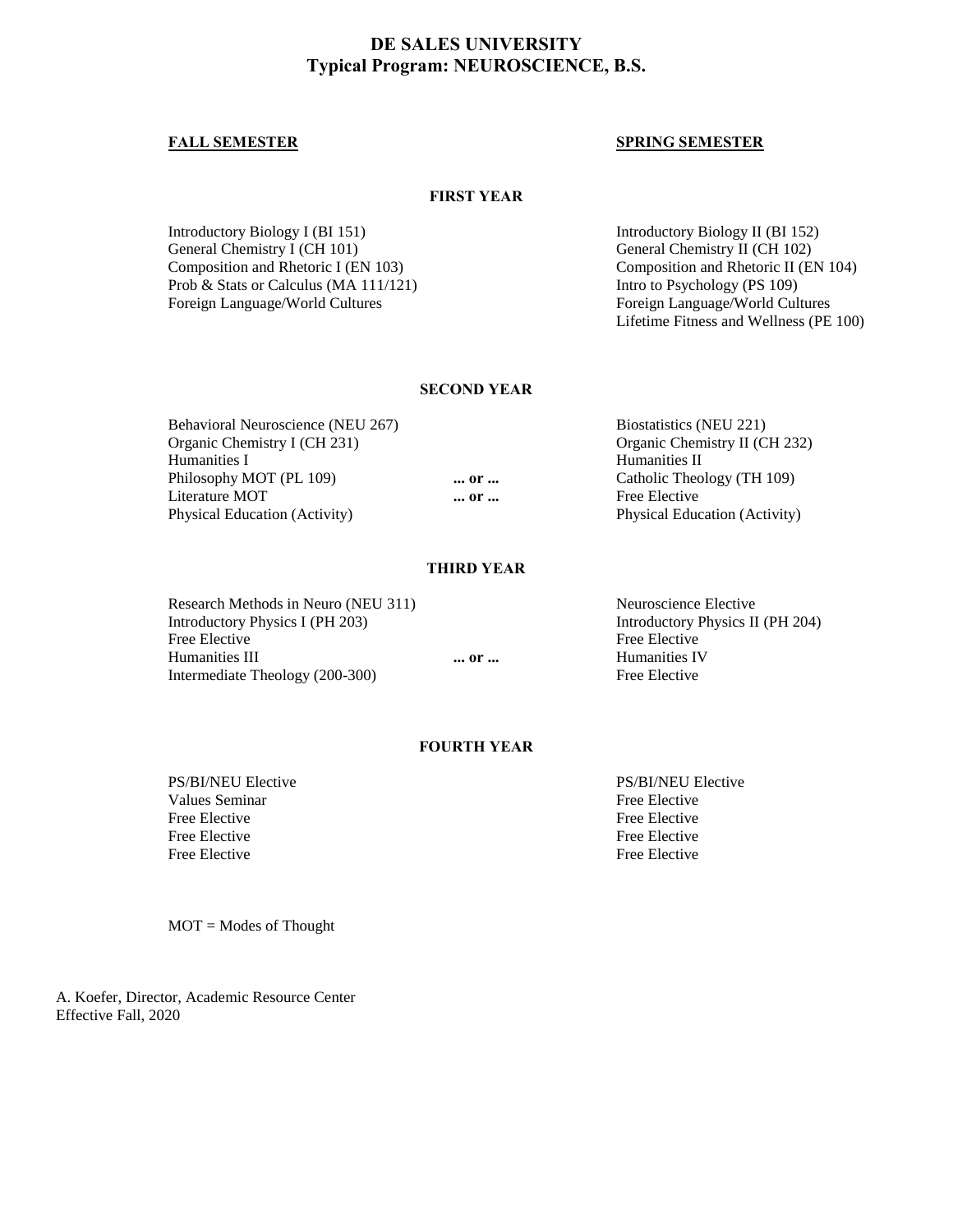# DE SALES UNIVERSITY
## Typical Program: NEUROSCIENCE, B.S.

### FIRST YEAR

| FALL SEMESTER | | SPRING SEMESTER |
|---|---|---|
| Introductory Biology I (BI 151) | | Introductory Biology II (BI 152) |
| General Chemistry I (CH 101) | | General Chemistry II (CH 102) |
| Composition and Rhetoric I (EN 103) | | Composition and Rhetoric II (EN 104) |
| Prob & Stats or Calculus (MA 111/121) | | Intro to Psychology (PS 109) |
| Foreign Language/World Cultures | | Foreign Language/World Cultures |
| | | Lifetime Fitness and Wellness (PE 100) |

### SECOND YEAR

| FALL SEMESTER | | SPRING SEMESTER |
|---|---|---|
| Behavioral Neuroscience (NEU 267) | | Biostatistics (NEU 221) |
| Organic Chemistry I (CH 231) | | Organic Chemistry II (CH 232) |
| Humanities I | | Humanities II |
| Philosophy MOT (PL 109) | **... or ...** | Catholic Theology (TH 109) |
| Literature MOT | **... or ...** | Free Elective |
| Physical Education (Activity) | | Physical Education (Activity) |

### THIRD YEAR

| FALL SEMESTER | | SPRING SEMESTER |
|---|---|---|
| Research Methods in Neuro (NEU 311) | | Neuroscience Elective |
| Introductory Physics I (PH 203) | | Introductory Physics II (PH 204) |
| Free Elective | | Free Elective |
| Humanities III | **... or ...** | Humanities IV |
| Intermediate Theology (200-300) | | Free Elective |

### FOURTH YEAR

| FALL SEMESTER | | SPRING SEMESTER |
|---|---|---|
| PS/BI/NEU Elective | | PS/BI/NEU Elective |
| Values Seminar | | Free Elective |
| Free Elective | | Free Elective |
| Free Elective | | Free Elective |
| Free Elective | | Free Elective |

MOT = Modes of Thought

A. Koefer, Director, Academic Resource Center
Effective Fall, 2020